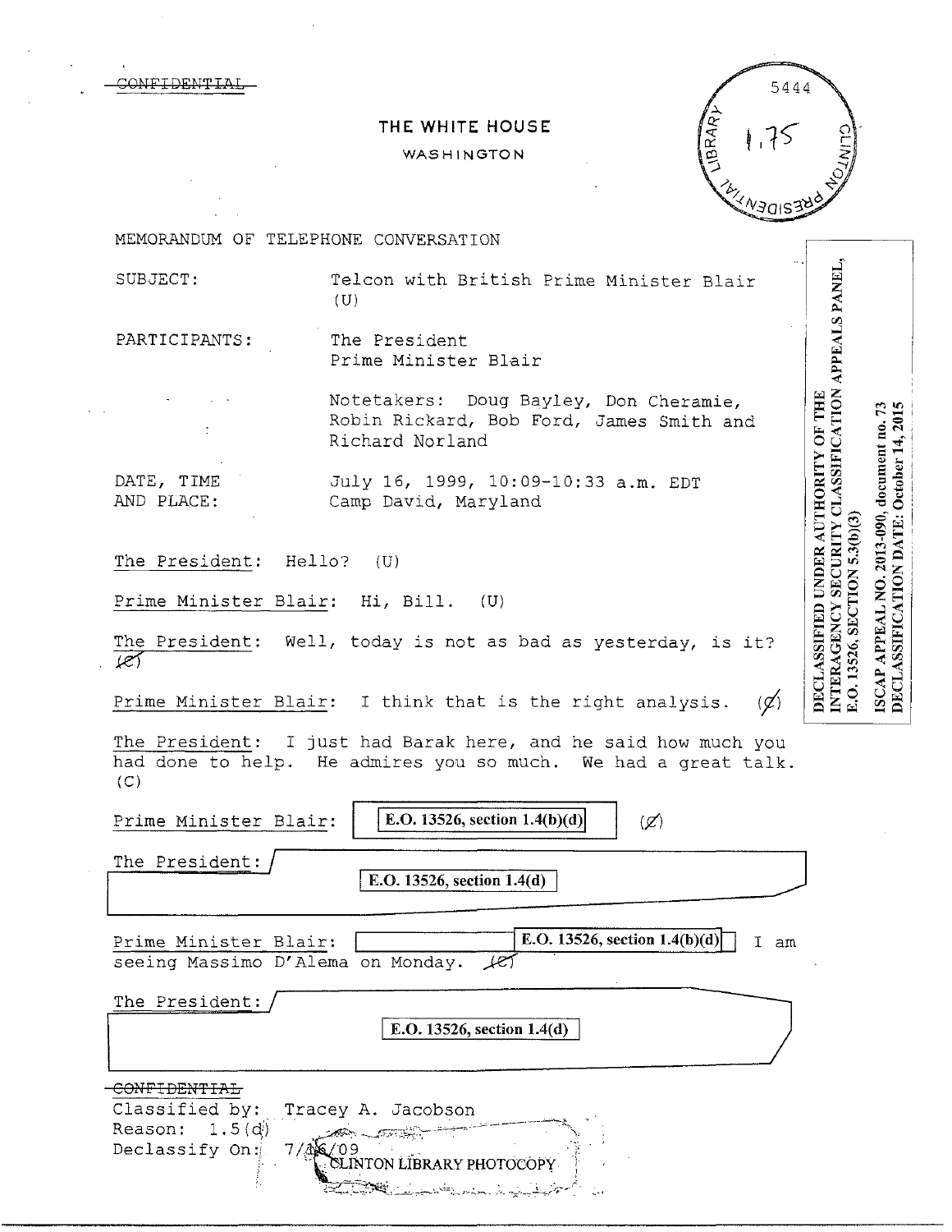~~CONFIDENTIAL~~

THE WHITE HOUSE

WASHINGTON

5444

1.75

CLINTON PRESIDENTIAL LIBRARY

MEMORANDUM OF TELEPHONE CONVERSATION

SUBJECT: Telcon with British Prime Minister Blair (U)

PARTICIPANTS: The President
Prime Minister Blair

Notetakers: Doug Bayley, Don Cheramie, Robin Rickard, Bob Ford, James Smith and Richard Norland

DATE, TIME AND PLACE: July 16, 1999, 10:09-10:33 a.m. EDT
Camp David, Maryland

DECLASSIFIED UNDER AUTHORITY OF THE INTERAGENCY SECURITY CLASSIFICATION APPEALS PANEL, E.O. 13526, SECTION 5.3(b)(3)

ISCAP APPEAL NO. 2013-090, document no. 73
DECLASSIFICATION DATE: October 14, 2015

The President: Hello? (U)

Prime Minister Blair: Hi, Bill. (U)

The President: Well, today is not as bad as yesterday, is it? (~~C~~)

Prime Minister Blair: I think that is the right analysis. (~~C~~)

The President: I just had Barak here, and he said how much you had done to help. He admires you so much. We had a great talk. (C)

Prime Minister Blair: [E.O. 13526, section 1.4(b)(d)] (~~C~~)

The President: [E.O. 13526, section 1.4(d)]

Prime Minister Blair: [E.O. 13526, section 1.4(b)(d)] I am seeing Massimo D'Alema on Monday. (~~C~~)

The President: [E.O. 13526, section 1.4(d)]

~~CONFIDENTIAL~~

Classified by: Tracey A. Jacobson
Reason: 1.5(d)
Declassify On: 7/16/09

CLINTON LIBRARY PHOTOCOPY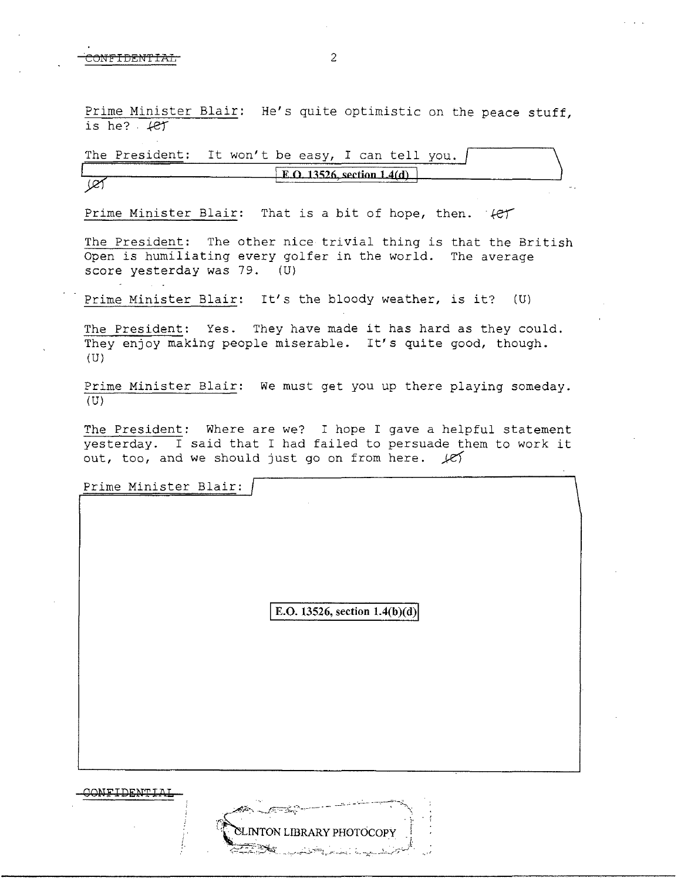Prime Minister Blair: He's quite optimistic on the peace stuff, is he? (C)

The President: It won't be easy, I can tell you.

E.O. 13526, section 1.4(d)

(C)

Prime Minister Blair: That is a bit of hope, then. (C)

The President: The other nice trivial thing is that the British Open is humiliating every golfer in the world. The average score yesterday was 79. (U)

Prime Minister Blair: It's the bloody weather, is it? (U)

The President: Yes. They have made it has hard as they could. They enjoy making people miserable. It's quite good, though. (U)

Prime Minister Blair: We must get you up there playing someday. (U)

The President: Where are we? I hope I gave a helpful statement yesterday. I said that I had failed to persuade them to work it out, too, and we should just go on from here. (C)

Prime Minister Blair:

E.O. 13526, section 1.4(b)(d)

CONFIDENTIAL

CLINTON LIBRARY PHOTOCOPY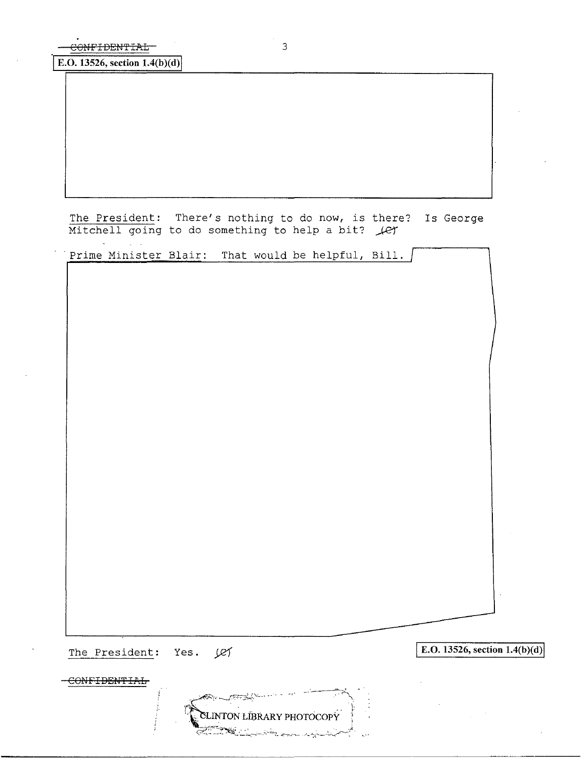~~CONFIDENTIAL~~

E.O. 13526, section 1.4(b)(d)

The President: There's nothing to do now, is there? Is George Mitchell going to do something to help a bit? (C)

Prime Minister Blair: That would be helpful, Bill.

The President: Yes. (C)

E.O. 13526, section 1.4(b)(d)

~~CONFIDENTIAL~~

CLINTON LIBRARY PHOTOCOPY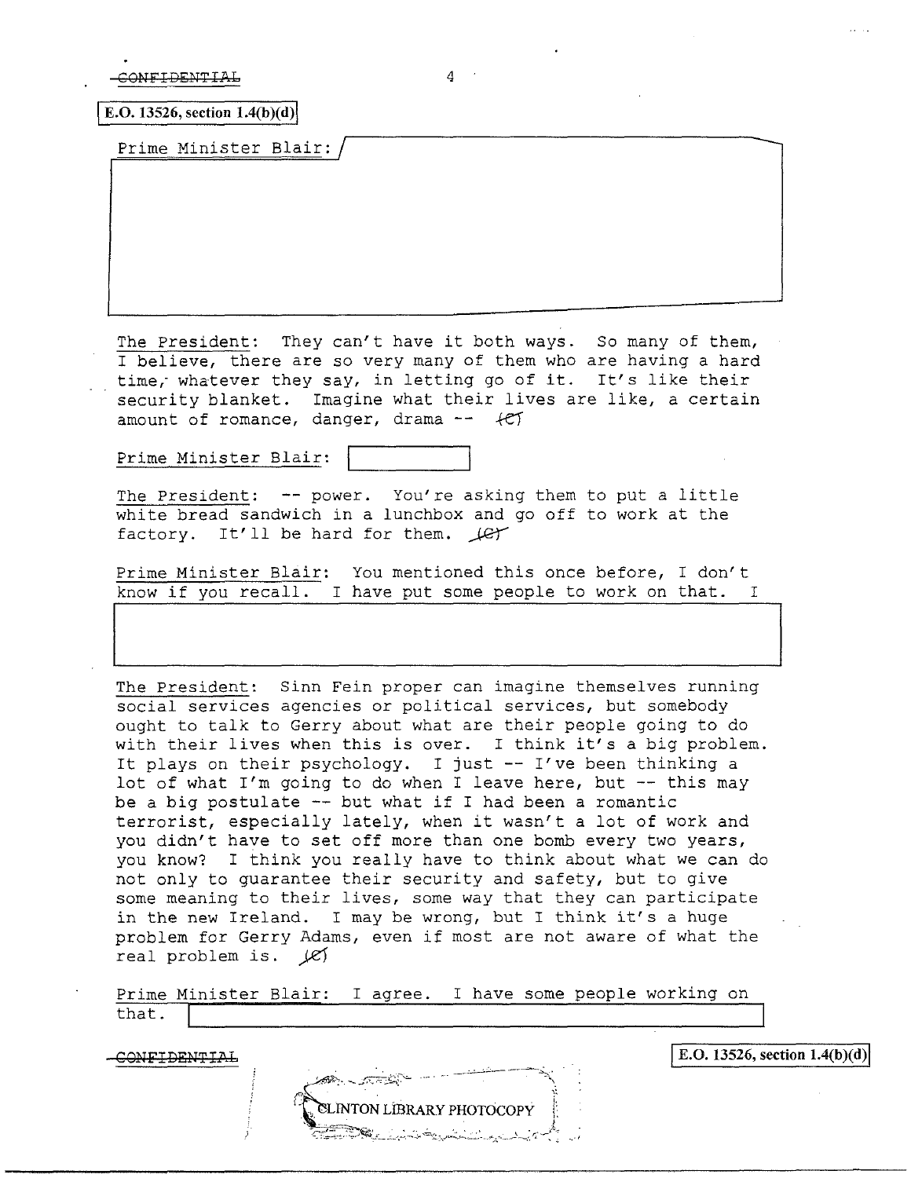E.O. 13526, section 1.4(b)(d)

Prime Minister Blair:

The President: They can't have it both ways. So many of them, I believe, there are so very many of them who are having a hard time, whatever they say, in letting go of it. It's like their security blanket. Imagine what their lives are like, a certain amount of romance, danger, drama -- (C)

Prime Minister Blair:

The President: -- power. You're asking them to put a little white bread sandwich in a lunchbox and go off to work at the factory. It'll be hard for them. (C)

Prime Minister Blair: You mentioned this once before, I don't know if you recall. I have put some people to work on that. I

The President: Sinn Fein proper can imagine themselves running social services agencies or political services, but somebody ought to talk to Gerry about what are their people going to do with their lives when this is over. I think it's a big problem. It plays on their psychology. I just -- I've been thinking a lot of what I'm going to do when I leave here, but -- this may be a big postulate -- but what if I had been a romantic terrorist, especially lately, when it wasn't a lot of work and you didn't have to set off more than one bomb every two years, you know? I think you really have to think about what we can do not only to guarantee their security and safety, but to give some meaning to their lives, some way that they can participate in the new Ireland. I may be wrong, but I think it's a huge problem for Gerry Adams, even if most are not aware of what the real problem is. (C)

Prime Minister Blair: I agree. I have some people working on that.

E.O. 13526, section 1.4(b)(d)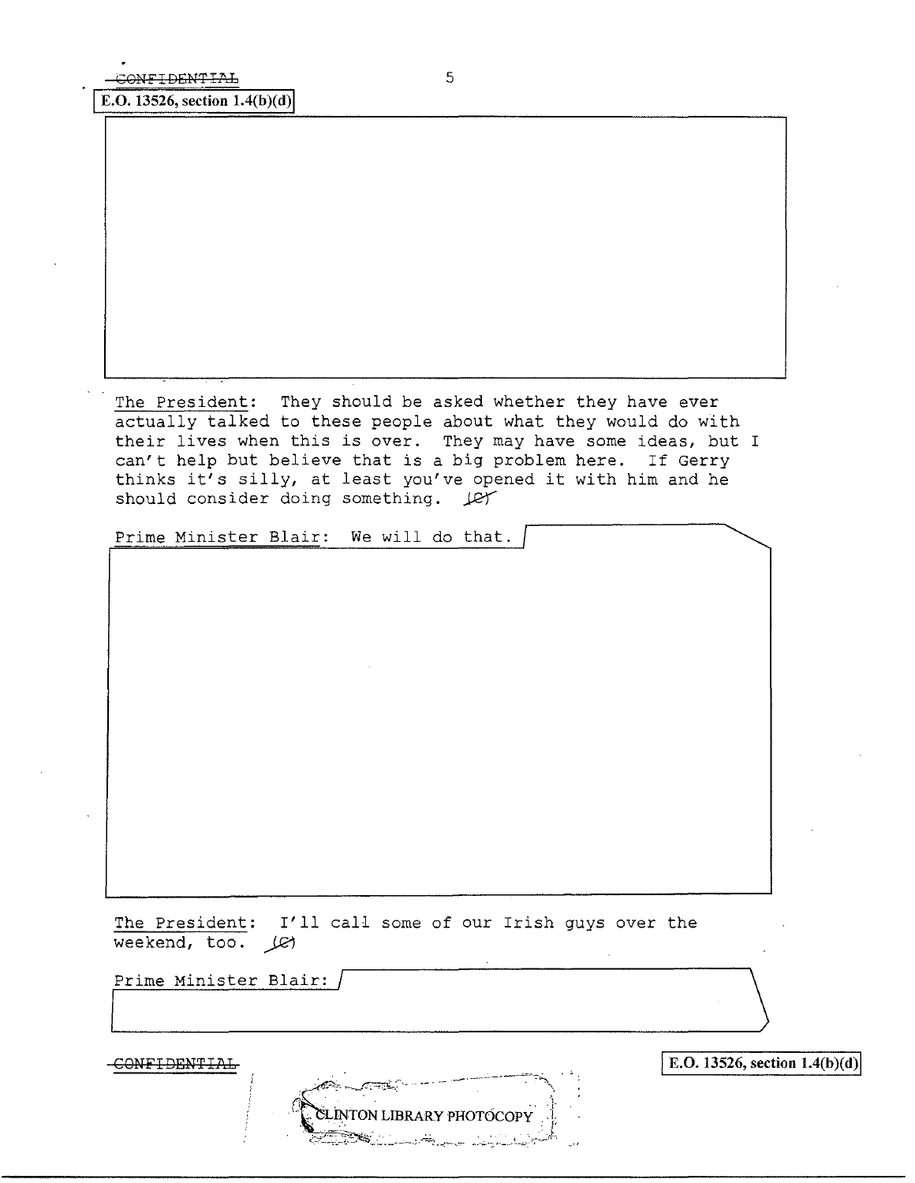~~CONFIDENTIAL~~

E.O. 13526, section 1.4(b)(d)

The President: They should be asked whether they have ever actually talked to these people about what they would do with their lives when this is over. They may have some ideas, but I can't help but believe that is a big problem here. If Gerry thinks it's silly, at least you've opened it with him and he should consider doing something. (C)

Prime Minister Blair: We will do that.

The President: I'll call some of our Irish guys over the weekend, too. (C)

Prime Minister Blair:

~~CONFIDENTIAL~~

E.O. 13526, section 1.4(b)(d)

CLINTON LIBRARY PHOTOCOPY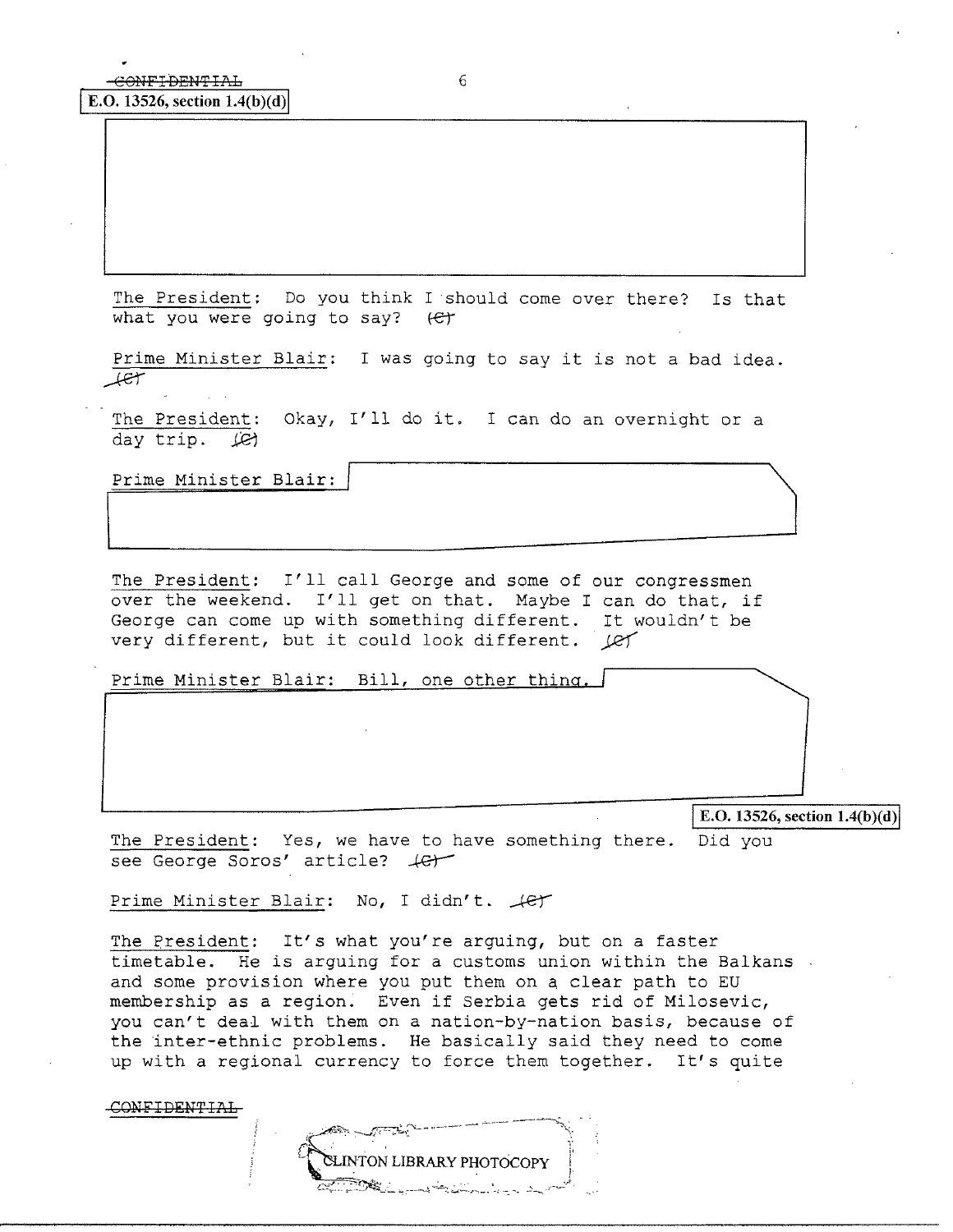CONFIDENTIAL

E.O. 13526, section 1.4(b)(d)

The President: Do you think I should come over there? Is that what you were going to say? (C)

Prime Minister Blair: I was going to say it is not a bad idea. (C)

The President: Okay, I'll do it. I can do an overnight or a day trip. (C)

Prime Minister Blair:

The President: I'll call George and some of our congressmen over the weekend. I'll get on that. Maybe I can do that, if George can come up with something different. It wouldn't be very different, but it could look different. (C)

Prime Minister Blair: Bill, one other thing.

E.O. 13526, section 1.4(b)(d)

The President: Yes, we have to have something there. Did you see George Soros' article? (C)

Prime Minister Blair: No, I didn't. (C)

The President: It's what you're arguing, but on a faster timetable. He is arguing for a customs union within the Balkans and some provision where you put them on a clear path to EU membership as a region. Even if Serbia gets rid of Milosevic, you can't deal with them on a nation-by-nation basis, because of the inter-ethnic problems. He basically said they need to come up with a regional currency to force them together. It's quite

CONFIDENTIAL

CLINTON LIBRARY PHOTOCOPY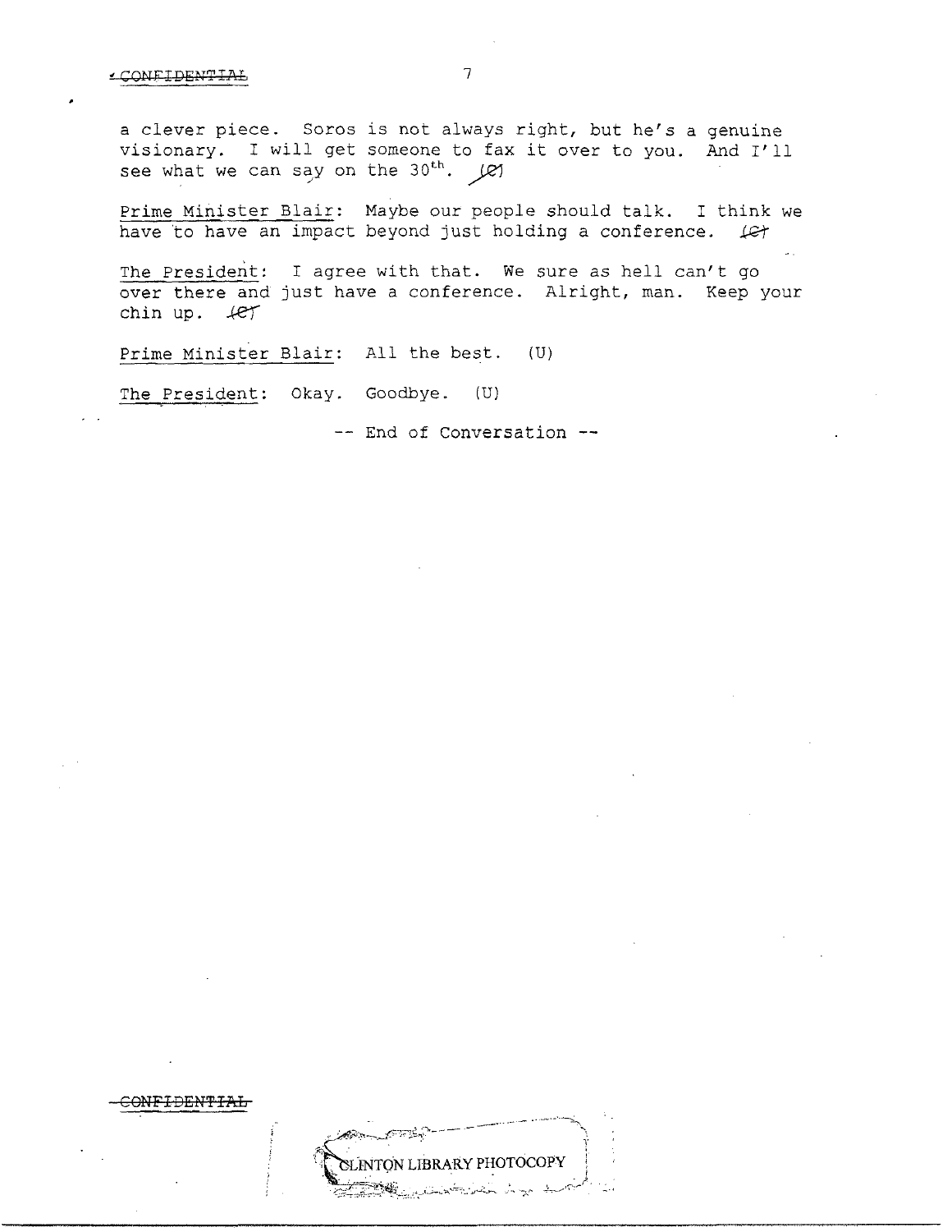a clever piece. Soros is not always right, but he's a genuine visionary. I will get someone to fax it over to you. And I'll see what we can say on the 30th. (C)

Prime Minister Blair: Maybe our people should talk. I think we have to have an impact beyond just holding a conference. (C)

The President: I agree with that. We sure as hell can't go over there and just have a conference. Alright, man. Keep your chin up. (C)

Prime Minister Blair: All the best. (U)

The President: Okay. Goodbye. (U)

-- End of Conversation --

CLINTON LIBRARY PHOTOCOPY